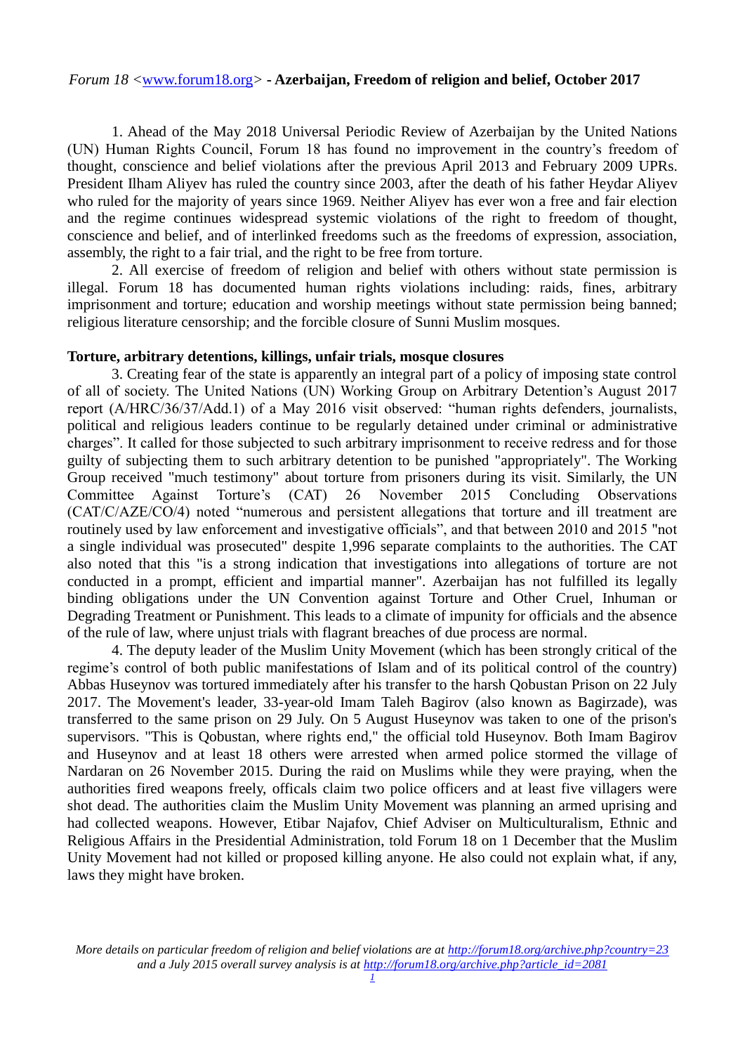*Forum 18* <www.forum18.org> **- Azerbaijan, Freedom of religion and belief, October 2017**

1. Ahead of the May 2018 Universal Periodic Review of Azerbaijan by the United Nations (UN) Human Rights Council, Forum 18 has found no improvement in the country's freedom of thought, conscience and belief violations after the previous April 2013 and February 2009 UPRs. President Ilham Aliyev has ruled the country since 2003, after the death of his father Heydar Aliyev who ruled for the majority of years since 1969. Neither Aliyev has ever won a free and fair election and the regime continues widespread systemic violations of the right to freedom of thought, conscience and belief, and of interlinked freedoms such as the freedoms of expression, association, assembly, the right to a fair trial, and the right to be free from torture.

2. All exercise of freedom of religion and belief with others without state permission is illegal. Forum 18 has documented human rights violations including: raids, fines, arbitrary imprisonment and torture; education and worship meetings without state permission being banned; religious literature censorship; and the forcible closure of Sunni Muslim mosques.

**Torture, arbitrary detentions, killings, unfair trials, mosque closures**

3. Creating fear of the state is apparently an integral part of a policy of imposing state control of all of society. The United Nations (UN) Working Group on Arbitrary Detention's August 2017 report (A/HRC/36/37/Add.1) of a May 2016 visit observed: "human rights defenders, journalists, political and religious leaders continue to be regularly detained under criminal or administrative charges". It called for those subjected to such arbitrary imprisonment to receive redress and for those guilty of subjecting them to such arbitrary detention to be punished "appropriately". The Working Group received "much testimony" about torture from prisoners during its visit. Similarly, the UN Committee Against Torture's (CAT) 26 November 2015 Concluding Observations (CAT/C/AZE/CO/4) noted "numerous and persistent allegations that torture and ill treatment are routinely used by law enforcement and investigative officials", and that between 2010 and 2015 "not a single individual was prosecuted" despite 1,996 separate complaints to the authorities. The CAT also noted that this "is a strong indication that investigations into allegations of torture are not conducted in a prompt, efficient and impartial manner". Azerbaijan has not fulfilled its legally binding obligations under the UN Convention against Torture and Other Cruel, Inhuman or Degrading Treatment or Punishment. This leads to a climate of impunity for officials and the absence of the rule of law, where unjust trials with flagrant breaches of due process are normal.

4. The deputy leader of the Muslim Unity Movement (which has been strongly critical of the regime's control of both public manifestations of Islam and of its political control of the country) Abbas Huseynov was tortured immediately after his transfer to the harsh Qobustan Prison on 22 July 2017. The Movement's leader, 33-year-old Imam Taleh Bagirov (also known as Bagirzade), was transferred to the same prison on 29 July. On 5 August Huseynov was taken to one of the prison's supervisors. "This is Qobustan, where rights end," the official told Huseynov. Both Imam Bagirov and Huseynov and at least 18 others were arrested when armed police stormed the village of Nardaran on 26 November 2015. During the raid on Muslims while they were praying, when the authorities fired weapons freely, officals claim two police officers and at least five villagers were shot dead. The authorities claim the Muslim Unity Movement was planning an armed uprising and had collected weapons. However, Etibar Najafov, Chief Adviser on Multiculturalism, Ethnic and Religious Affairs in the Presidential Administration, told Forum 18 on 1 December that the Muslim Unity Movement had not killed or proposed killing anyone. He also could not explain what, if any, laws they might have broken.

*More details on particular freedom of religion and belief violations are at http://forum18.org/archive.php?country=23 and a July 2015 overall survey analysis is at http://forum18.org/archive.php?article_id=2081*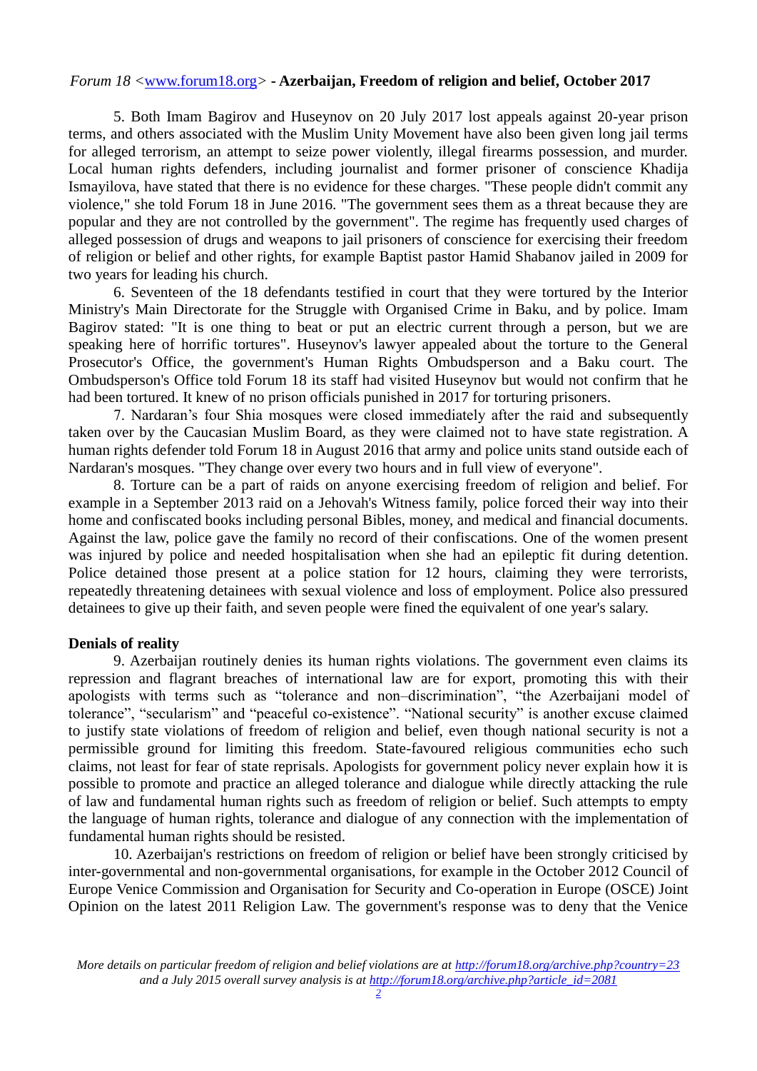5. Both Imam Bagirov and Huseynov on 20 July 2017 lost appeals against 20-year prison terms, and others associated with the Muslim Unity Movement have also been given long jail terms for alleged terrorism, an attempt to seize power violently, illegal firearms possession, and murder. Local human rights defenders, including journalist and former prisoner of conscience Khadija Ismayilova, have stated that there is no evidence for these charges. "These people didn't commit any violence," she told Forum 18 in June 2016. "The government sees them as a threat because they are popular and they are not controlled by the government". The regime has frequently used charges of alleged possession of drugs and weapons to jail prisoners of conscience for exercising their freedom of religion or belief and other rights, for example Baptist pastor Hamid Shabanov jailed in 2009 for two years for leading his church.

6. Seventeen of the 18 defendants testified in court that they were tortured by the Interior Ministry's Main Directorate for the Struggle with Organised Crime in Baku, and by police. Imam Bagirov stated: "It is one thing to beat or put an electric current through a person, but we are speaking here of horrific tortures". Huseynov's lawyer appealed about the torture to the General Prosecutor's Office, the government's Human Rights Ombudsperson and a Baku court. The Ombudsperson's Office told Forum 18 its staff had visited Huseynov but would not confirm that he had been tortured. It knew of no prison officials punished in 2017 for torturing prisoners.

7. Nardaran's four Shia mosques were closed immediately after the raid and subsequently taken over by the Caucasian Muslim Board, as they were claimed not to have state registration. A human rights defender told Forum 18 in August 2016 that army and police units stand outside each of Nardaran's mosques. "They change over every two hours and in full view of everyone".

8. Torture can be a part of raids on anyone exercising freedom of religion and belief. For example in a September 2013 raid on a Jehovah's Witness family, police forced their way into their home and confiscated books including personal Bibles, money, and medical and financial documents. Against the law, police gave the family no record of their confiscations. One of the women present was injured by police and needed hospitalisation when she had an epileptic fit during detention. Police detained those present at a police station for 12 hours, claiming they were terrorists, repeatedly threatening detainees with sexual violence and loss of employment. Police also pressured detainees to give up their faith, and seven people were fined the equivalent of one year's salary.

**Denials of reality**

9. Azerbaijan routinely denies its human rights violations. The government even claims its repression and flagrant breaches of international law are for export, promoting this with their apologists with terms such as "tolerance and non–discrimination", "the Azerbaijani model of tolerance", "secularism" and "peaceful co-existence". "National security" is another excuse claimed to justify state violations of freedom of religion and belief, even though national security is not a permissible ground for limiting this freedom. State-favoured religious communities echo such claims, not least for fear of state reprisals. Apologists for government policy never explain how it is possible to promote and practice an alleged tolerance and dialogue while directly attacking the rule of law and fundamental human rights such as freedom of religion or belief. Such attempts to empty the language of human rights, tolerance and dialogue of any connection with the implementation of fundamental human rights should be resisted.

10. Azerbaijan's restrictions on freedom of religion or belief have been strongly criticised by inter-governmental and non-governmental organisations, for example in the October 2012 Council of Europe Venice Commission and Organisation for Security and Co-operation in Europe (OSCE) Joint Opinion on the latest 2011 Religion Law. The government's response was to deny that the Venice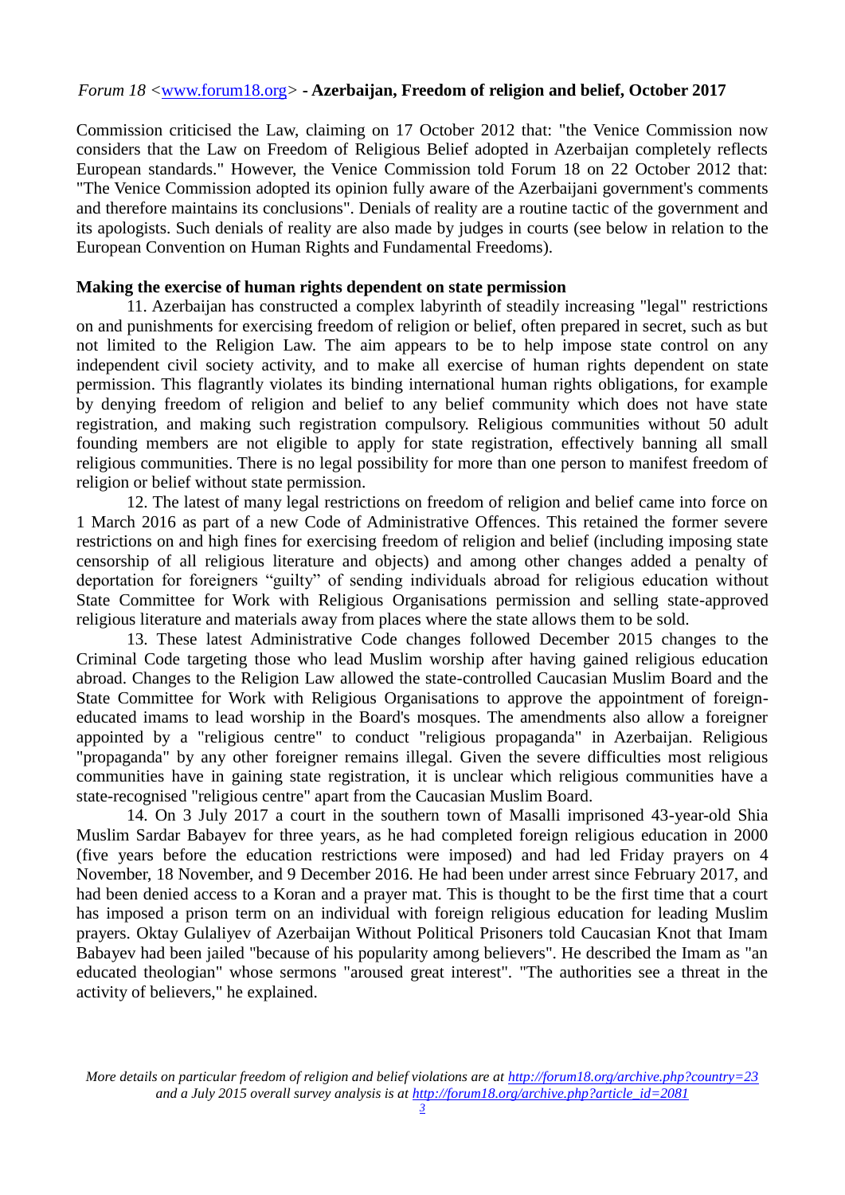Commission criticised the Law, claiming on 17 October 2012 that: "the Venice Commission now considers that the Law on Freedom of Religious Belief adopted in Azerbaijan completely reflects European standards." However, the Venice Commission told Forum 18 on 22 October 2012 that: "The Venice Commission adopted its opinion fully aware of the Azerbaijani government's comments and therefore maintains its conclusions". Denials of reality are a routine tactic of the government and its apologists. Such denials of reality are also made by judges in courts (see below in relation to the European Convention on Human Rights and Fundamental Freedoms).

**Making the exercise of human rights dependent on state permission**

11. Azerbaijan has constructed a complex labyrinth of steadily increasing "legal" restrictions on and punishments for exercising freedom of religion or belief, often prepared in secret, such as but not limited to the Religion Law. The aim appears to be to help impose state control on any independent civil society activity, and to make all exercise of human rights dependent on state permission. This flagrantly violates its binding international human rights obligations, for example by denying freedom of religion and belief to any belief community which does not have state registration, and making such registration compulsory. Religious communities without 50 adult founding members are not eligible to apply for state registration, effectively banning all small religious communities. There is no legal possibility for more than one person to manifest freedom of religion or belief without state permission.

12. The latest of many legal restrictions on freedom of religion and belief came into force on 1 March 2016 as part of a new Code of Administrative Offences. This retained the former severe restrictions on and high fines for exercising freedom of religion and belief (including imposing state censorship of all religious literature and objects) and among other changes added a penalty of deportation for foreigners "guilty" of sending individuals abroad for religious education without State Committee for Work with Religious Organisations permission and selling state-approved religious literature and materials away from places where the state allows them to be sold.

13. These latest Administrative Code changes followed December 2015 changes to the Criminal Code targeting those who lead Muslim worship after having gained religious education abroad. Changes to the Religion Law allowed the state-controlled Caucasian Muslim Board and the State Committee for Work with Religious Organisations to approve the appointment of foreign-educated imams to lead worship in the Board's mosques. The amendments also allow a foreigner appointed by a "religious centre" to conduct "religious propaganda" in Azerbaijan. Religious "propaganda" by any other foreigner remains illegal. Given the severe difficulties most religious communities have in gaining state registration, it is unclear which religious communities have a state-recognised "religious centre" apart from the Caucasian Muslim Board.

14. On 3 July 2017 a court in the southern town of Masalli imprisoned 43-year-old Shia Muslim Sardar Babayev for three years, as he had completed foreign religious education in 2000 (five years before the education restrictions were imposed) and had led Friday prayers on 4 November, 18 November, and 9 December 2016. He had been under arrest since February 2017, and had been denied access to a Koran and a prayer mat. This is thought to be the first time that a court has imposed a prison term on an individual with foreign religious education for leading Muslim prayers. Oktay Gulaliyev of Azerbaijan Without Political Prisoners told Caucasian Knot that Imam Babayev had been jailed "because of his popularity among believers". He described the Imam as "an educated theologian" whose sermons "aroused great interest". "The authorities see a threat in the activity of believers," he explained.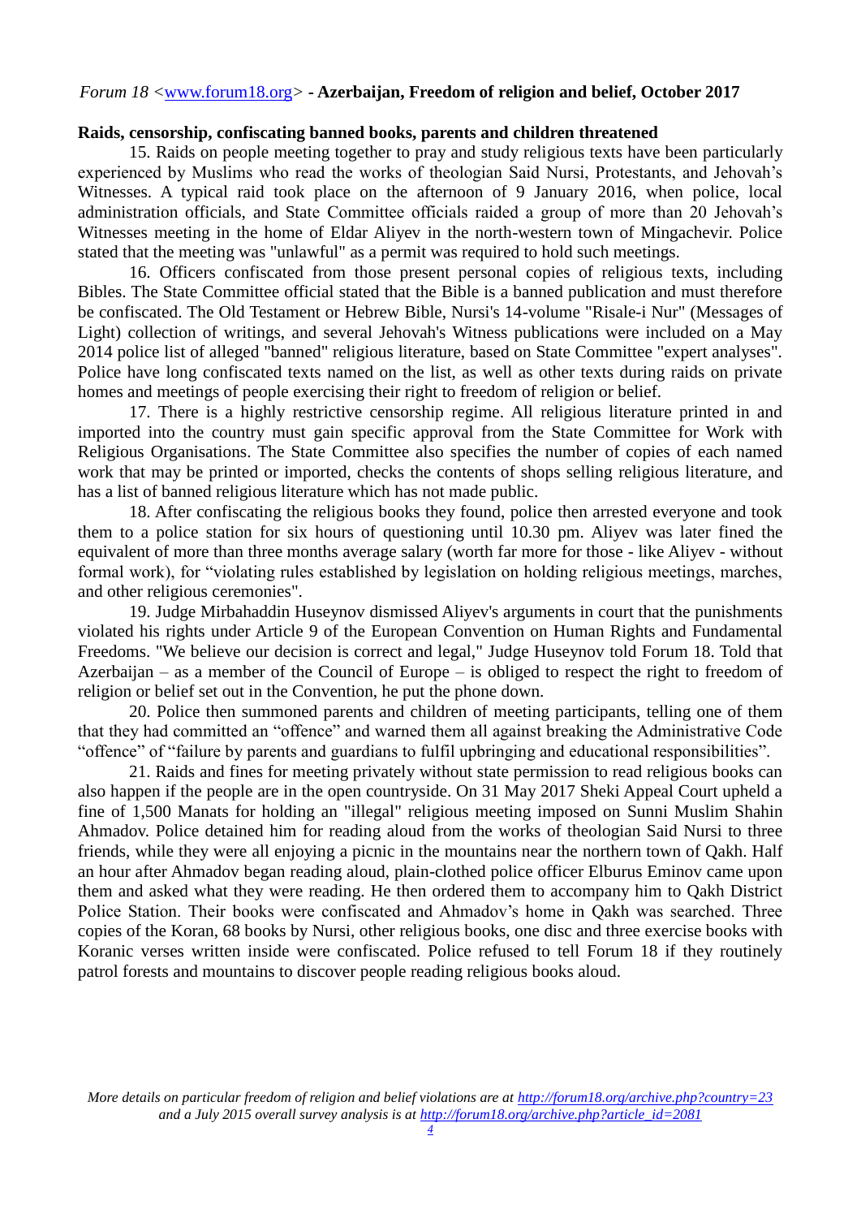## Raids, censorship, confiscating banned books, parents and children threatened

15. Raids on people meeting together to pray and study religious texts have been particularly experienced by Muslims who read the works of theologian Said Nursi, Protestants, and Jehovah's Witnesses. A typical raid took place on the afternoon of 9 January 2016, when police, local administration officials, and State Committee officials raided a group of more than 20 Jehovah's Witnesses meeting in the home of Eldar Aliyev in the north-western town of Mingachevir. Police stated that the meeting was "unlawful" as a permit was required to hold such meetings.

16. Officers confiscated from those present personal copies of religious texts, including Bibles. The State Committee official stated that the Bible is a banned publication and must therefore be confiscated. The Old Testament or Hebrew Bible, Nursi's 14-volume "Risale-i Nur" (Messages of Light) collection of writings, and several Jehovah's Witness publications were included on a May 2014 police list of alleged "banned" religious literature, based on State Committee "expert analyses". Police have long confiscated texts named on the list, as well as other texts during raids on private homes and meetings of people exercising their right to freedom of religion or belief.

17. There is a highly restrictive censorship regime. All religious literature printed in and imported into the country must gain specific approval from the State Committee for Work with Religious Organisations. The State Committee also specifies the number of copies of each named work that may be printed or imported, checks the contents of shops selling religious literature, and has a list of banned religious literature which has not made public.

18. After confiscating the religious books they found, police then arrested everyone and took them to a police station for six hours of questioning until 10.30 pm. Aliyev was later fined the equivalent of more than three months average salary (worth far more for those - like Aliyev - without formal work), for "violating rules established by legislation on holding religious meetings, marches, and other religious ceremonies".

19. Judge Mirbahaddin Huseynov dismissed Aliyev's arguments in court that the punishments violated his rights under Article 9 of the European Convention on Human Rights and Fundamental Freedoms. "We believe our decision is correct and legal," Judge Huseynov told Forum 18. Told that Azerbaijan – as a member of the Council of Europe – is obliged to respect the right to freedom of religion or belief set out in the Convention, he put the phone down.

20. Police then summoned parents and children of meeting participants, telling one of them that they had committed an "offence" and warned them all against breaking the Administrative Code "offence" of "failure by parents and guardians to fulfil upbringing and educational responsibilities".

21. Raids and fines for meeting privately without state permission to read religious books can also happen if the people are in the open countryside. On 31 May 2017 Sheki Appeal Court upheld a fine of 1,500 Manats for holding an "illegal" religious meeting imposed on Sunni Muslim Shahin Ahmadov. Police detained him for reading aloud from the works of theologian Said Nursi to three friends, while they were all enjoying a picnic in the mountains near the northern town of Qakh. Half an hour after Ahmadov began reading aloud, plain-clothed police officer Elburus Eminov came upon them and asked what they were reading. He then ordered them to accompany him to Qakh District Police Station. Their books were confiscated and Ahmadov's home in Qakh was searched. Three copies of the Koran, 68 books by Nursi, other religious books, one disc and three exercise books with Koranic verses written inside were confiscated. Police refused to tell Forum 18 if they routinely patrol forests and mountains to discover people reading religious books aloud.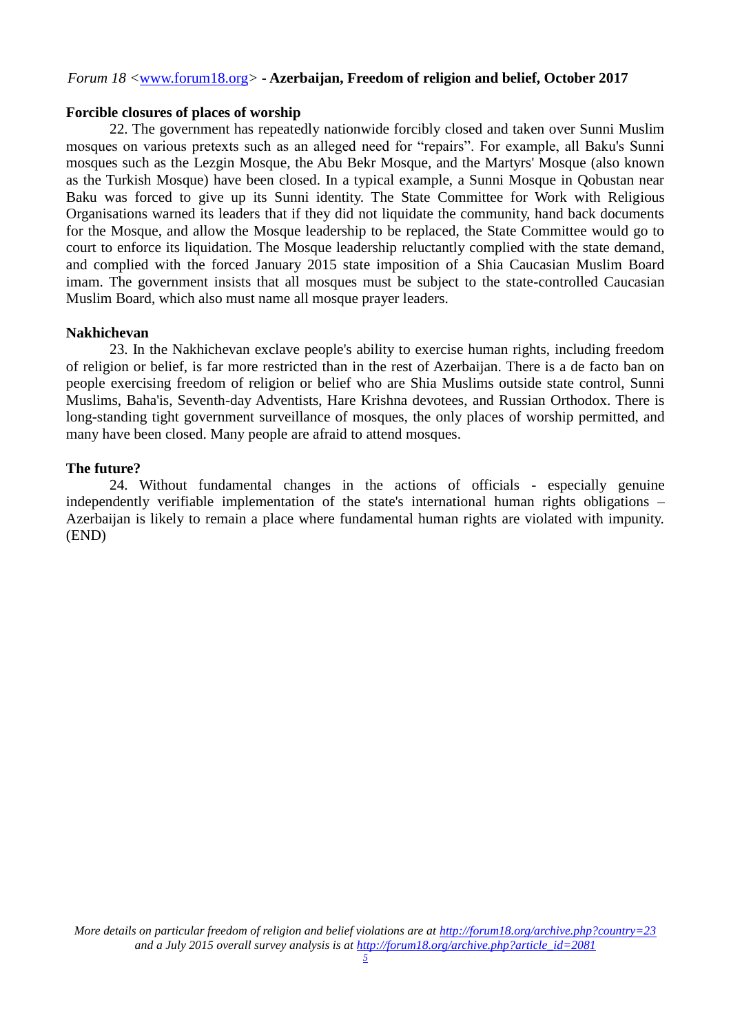## Forcible closures of places of worship

22. The government has repeatedly nationwide forcibly closed and taken over Sunni Muslim mosques on various pretexts such as an alleged need for "repairs". For example, all Baku's Sunni mosques such as the Lezgin Mosque, the Abu Bekr Mosque, and the Martyrs' Mosque (also known as the Turkish Mosque) have been closed. In a typical example, a Sunni Mosque in Qobustan near Baku was forced to give up its Sunni identity. The State Committee for Work with Religious Organisations warned its leaders that if they did not liquidate the community, hand back documents for the Mosque, and allow the Mosque leadership to be replaced, the State Committee would go to court to enforce its liquidation. The Mosque leadership reluctantly complied with the state demand, and complied with the forced January 2015 state imposition of a Shia Caucasian Muslim Board imam. The government insists that all mosques must be subject to the state-controlled Caucasian Muslim Board, which also must name all mosque prayer leaders.

## Nakhichevan

23. In the Nakhichevan exclave people's ability to exercise human rights, including freedom of religion or belief, is far more restricted than in the rest of Azerbaijan. There is a de facto ban on people exercising freedom of religion or belief who are Shia Muslims outside state control, Sunni Muslims, Baha'is, Seventh-day Adventists, Hare Krishna devotees, and Russian Orthodox. There is long-standing tight government surveillance of mosques, the only places of worship permitted, and many have been closed. Many people are afraid to attend mosques.

## The future?

24. Without fundamental changes in the actions of officials - especially genuine independently verifiable implementation of the state's international human rights obligations – Azerbaijan is likely to remain a place where fundamental human rights are violated with impunity. (END)

*More details on particular freedom of religion and belief violations are at [http://forum18.org/archive.php?country=23](http://forum18.org/archive.php?country=23) and a July 2015 overall survey analysis is at [http://forum18.org/archive.php?article_id=2081](http://forum18.org/archive.php?article_id=2081)*